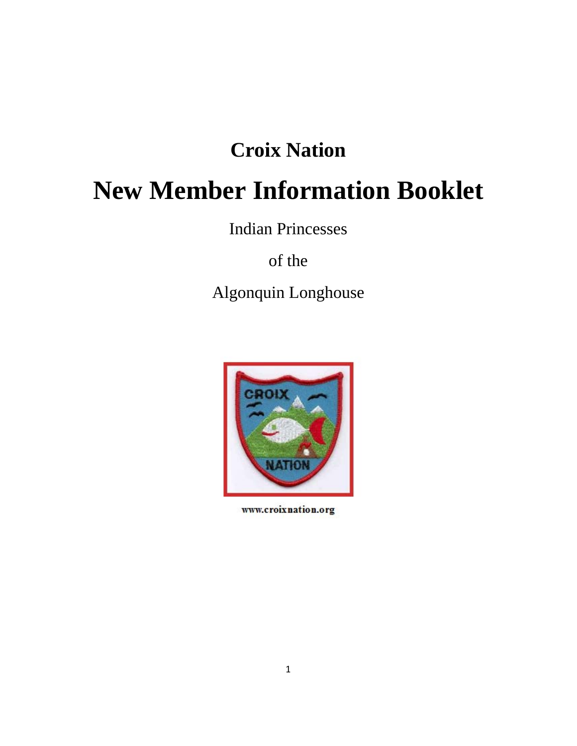## Croix Nation

# New Member Information Booklet

Indian Princesses

of the

Algonquin Longhouse

www.croixnation.org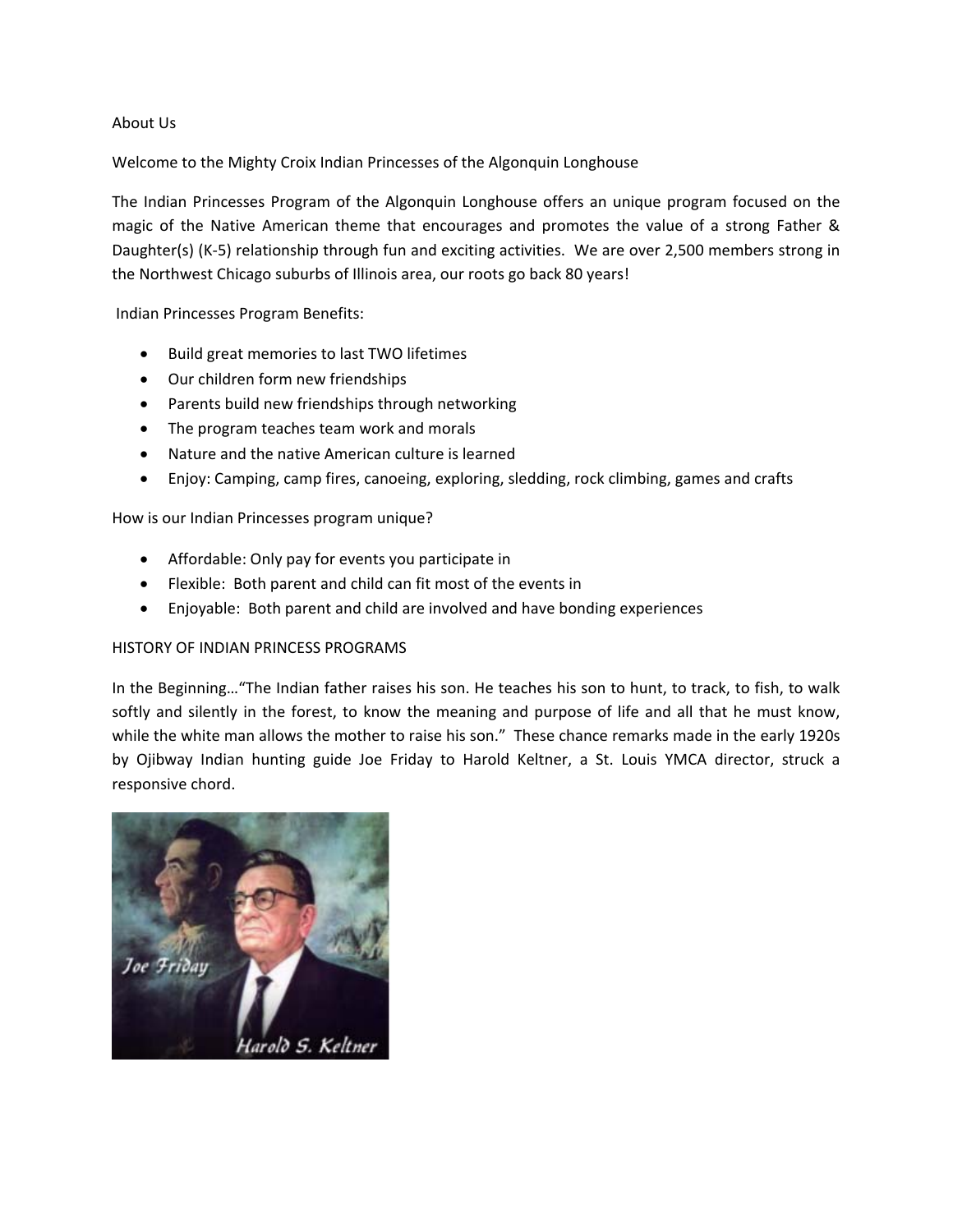About Us

Welcome to the Mighty Croix Indian Princesses of the Algonquin Longhouse

The Indian Princesses Program of the Algonquin Longhouse offers an unique program focused on the magic of the Native American theme that encourages and promotes the value of a strong Father & Daughter(s) (K-5) relationship through fun and exciting activities. We are over 2,500 members strong in the Northwest Chicago suburbs of Illinois area, our roots go back 80 years!

Indian Princesses Program Benefits:

- Build great memories to last TWO lifetimes
- Our children form new friendships
- Parents build new friendships through networking
- The program teaches team work and morals
- Nature and the native American culture is learned
- Enjoy: Camping, camp fires, canoeing, exploring, sledding, rock climbing, games and crafts

How is our Indian Princesses program unique?

- Affordable: Only pay for events you participate in
- Flexible: Both parent and child can fit most of the events in
- Enjoyable: Both parent and child are involved and have bonding experiences

HISTORY OF INDIAN PRINCESS PROGRAMS

In the Beginning…"The Indian father raises his son. He teaches his son to hunt, to track, to fish, to walk softly and silently in the forest, to know the meaning and purpose of life and all that he must know, while the white man allows the mother to raise his son." These chance remarks made in the early 1920s by Ojibway Indian hunting guide Joe Friday to Harold Keltner, a St. Louis YMCA director, struck a responsive chord.

Joe Friday

Harold S. Keltner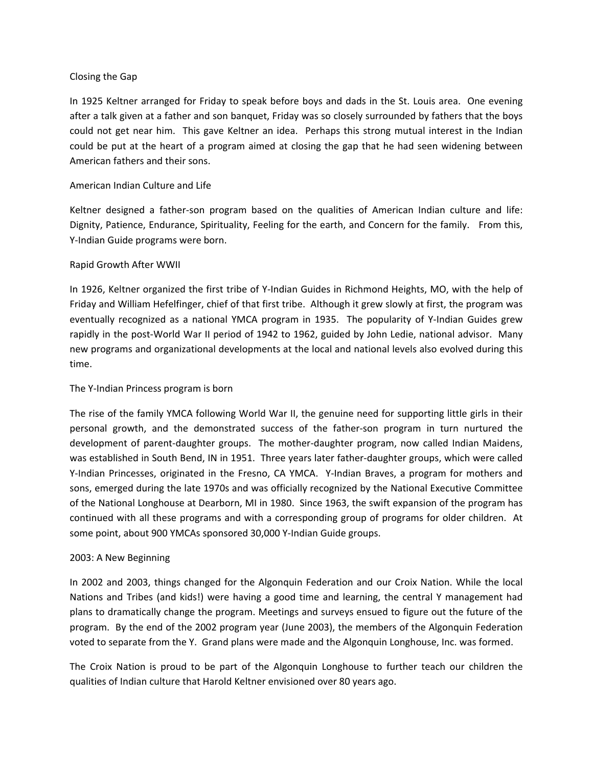## Closing the Gap

In 1925 Keltner arranged for Friday to speak before boys and dads in the St. Louis area. One evening after a talk given at a father and son banquet, Friday was so closely surrounded by fathers that the boys could not get near him. This gave Keltner an idea. Perhaps this strong mutual interest in the Indian could be put at the heart of a program aimed at closing the gap that he had seen widening between American fathers and their sons.

## American Indian Culture and Life

Keltner designed a father-son program based on the qualities of American Indian culture and life: Dignity, Patience, Endurance, Spirituality, Feeling for the earth, and Concern for the family. From this, Y-Indian Guide programs were born.

## Rapid Growth After WWII

In 1926, Keltner organized the first tribe of Y-Indian Guides in Richmond Heights, MO, with the help of Friday and William Hefelfinger, chief of that first tribe. Although it grew slowly at first, the program was eventually recognized as a national YMCA program in 1935. The popularity of Y-Indian Guides grew rapidly in the post-World War II period of 1942 to 1962, guided by John Ledie, national advisor. Many new programs and organizational developments at the local and national levels also evolved during this time.

## The Y-Indian Princess program is born

The rise of the family YMCA following World War II, the genuine need for supporting little girls in their personal growth, and the demonstrated success of the father-son program in turn nurtured the development of parent-daughter groups. The mother-daughter program, now called Indian Maidens, was established in South Bend, IN in 1951. Three years later father-daughter groups, which were called Y-Indian Princesses, originated in the Fresno, CA YMCA. Y-Indian Braves, a program for mothers and sons, emerged during the late 1970s and was officially recognized by the National Executive Committee of the National Longhouse at Dearborn, MI in 1980. Since 1963, the swift expansion of the program has continued with all these programs and with a corresponding group of programs for older children. At some point, about 900 YMCAs sponsored 30,000 Y-Indian Guide groups.

## 2003: A New Beginning

In 2002 and 2003, things changed for the Algonquin Federation and our Croix Nation. While the local Nations and Tribes (and kids!) were having a good time and learning, the central Y management had plans to dramatically change the program. Meetings and surveys ensued to figure out the future of the program. By the end of the 2002 program year (June 2003), the members of the Algonquin Federation voted to separate from the Y. Grand plans were made and the Algonquin Longhouse, Inc. was formed.

The Croix Nation is proud to be part of the Algonquin Longhouse to further teach our children the qualities of Indian culture that Harold Keltner envisioned over 80 years ago.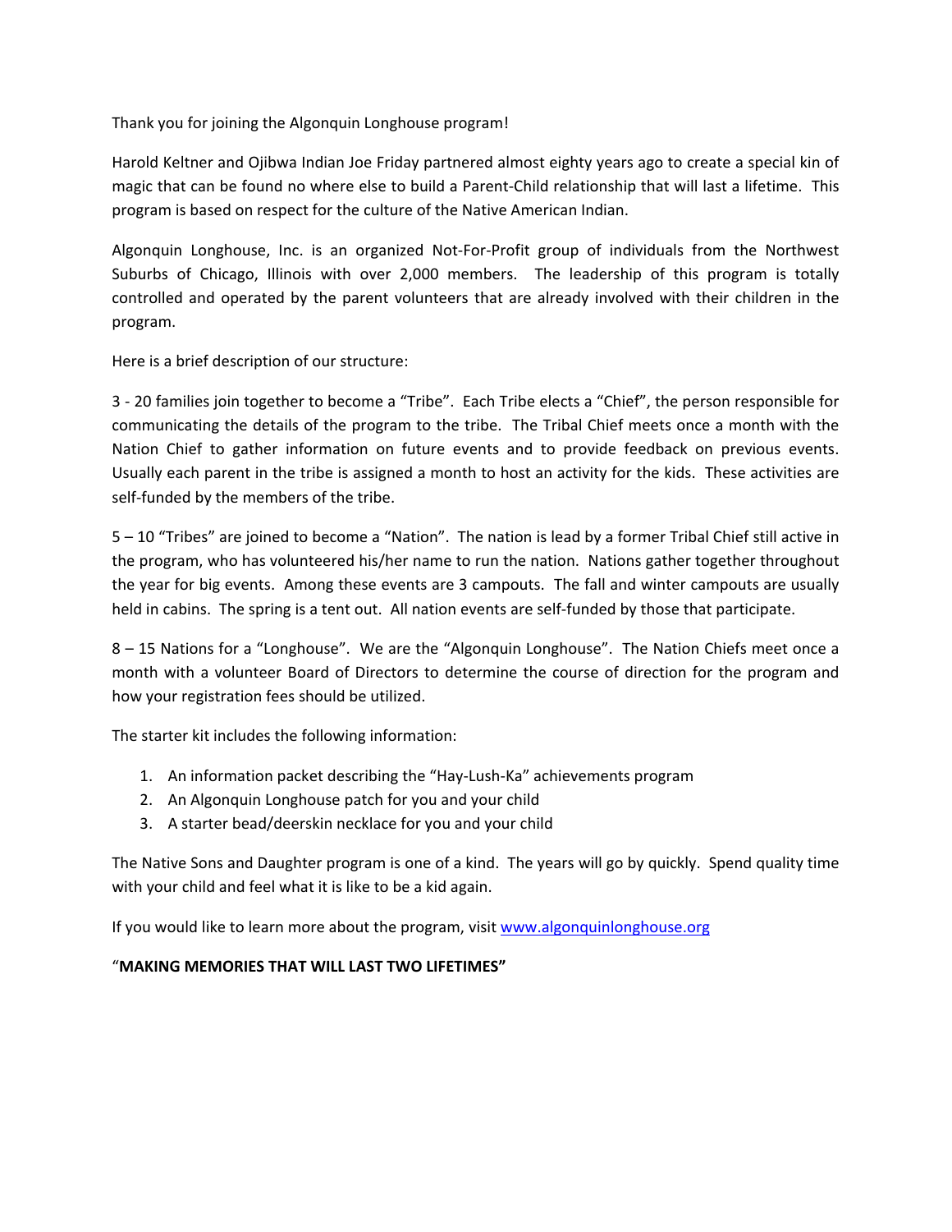Thank you for joining the Algonquin Longhouse program!

Harold Keltner and Ojibwa Indian Joe Friday partnered almost eighty years ago to create a special kin of magic that can be found no where else to build a Parent-Child relationship that will last a lifetime. This program is based on respect for the culture of the Native American Indian.

Algonquin Longhouse, Inc. is an organized Not-For-Profit group of individuals from the Northwest Suburbs of Chicago, Illinois with over 2,000 members. The leadership of this program is totally controlled and operated by the parent volunteers that are already involved with their children in the program.

Here is a brief description of our structure:

3 - 20 families join together to become a "Tribe". Each Tribe elects a "Chief", the person responsible for communicating the details of the program to the tribe. The Tribal Chief meets once a month with the Nation Chief to gather information on future events and to provide feedback on previous events. Usually each parent in the tribe is assigned a month to host an activity for the kids. These activities are self-funded by the members of the tribe.

5 – 10 "Tribes" are joined to become a "Nation". The nation is lead by a former Tribal Chief still active in the program, who has volunteered his/her name to run the nation. Nations gather together throughout the year for big events. Among these events are 3 campouts. The fall and winter campouts are usually held in cabins. The spring is a tent out. All nation events are self-funded by those that participate.

8 – 15 Nations for a "Longhouse". We are the "Algonquin Longhouse". The Nation Chiefs meet once a month with a volunteer Board of Directors to determine the course of direction for the program and how your registration fees should be utilized.

The starter kit includes the following information:

1. An information packet describing the "Hay-Lush-Ka" achievements program
2. An Algonquin Longhouse patch for you and your child
3. A starter bead/deerskin necklace for you and your child

The Native Sons and Daughter program is one of a kind. The years will go by quickly. Spend quality time with your child and feel what it is like to be a kid again.

If you would like to learn more about the program, visit [www.algonquinlonghouse.org](http://www.algonquinlonghouse.org)

"**MAKING MEMORIES THAT WILL LAST TWO LIFETIMES"**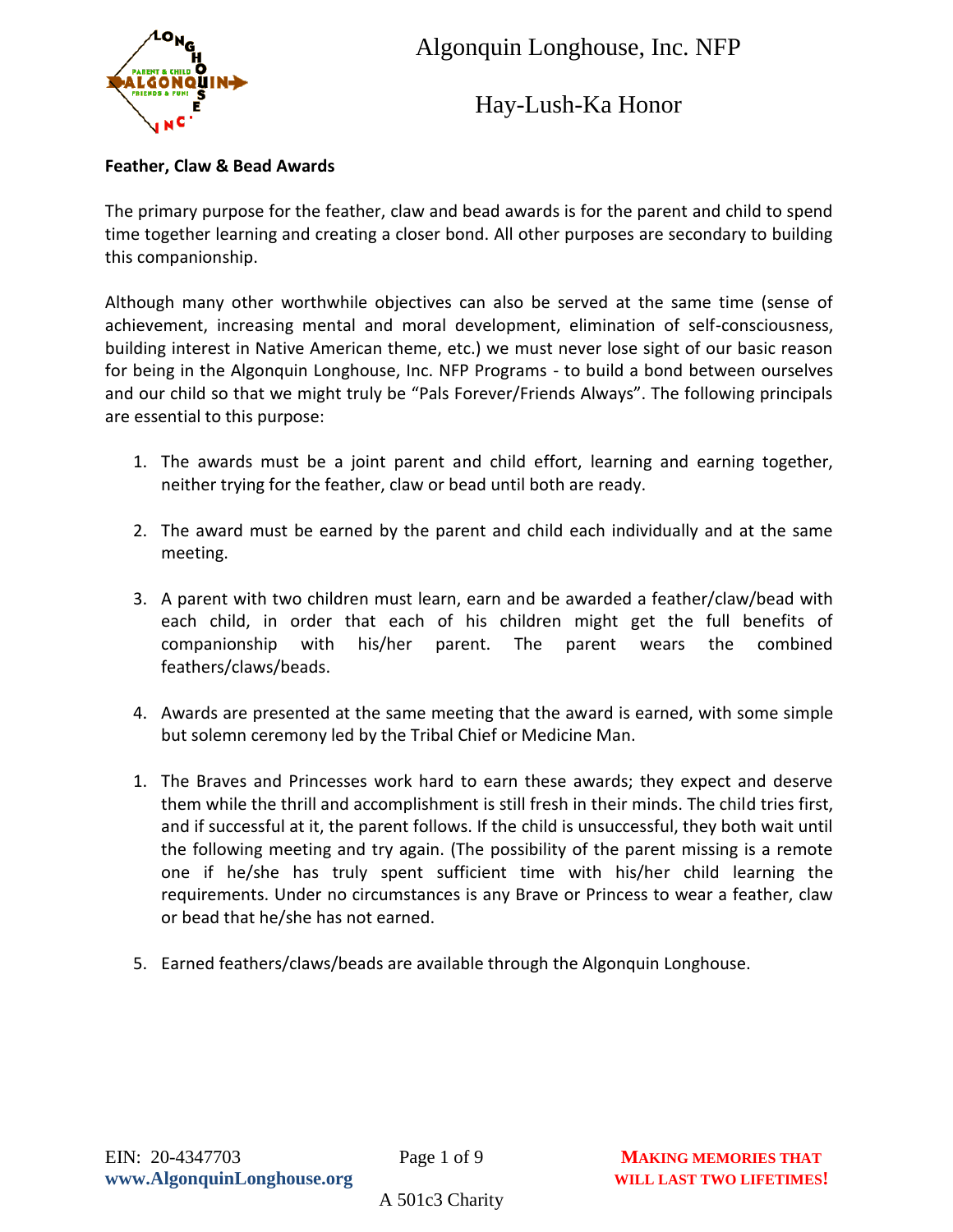# Algonquin Longhouse, Inc. NFP

## Hay-Lush-Ka Honor

**Feather, Claw & Bead Awards**

The primary purpose for the feather, claw and bead awards is for the parent and child to spend time together learning and creating a closer bond. All other purposes are secondary to building this companionship.

Although many other worthwhile objectives can also be served at the same time (sense of achievement, increasing mental and moral development, elimination of self-consciousness, building interest in Native American theme, etc.) we must never lose sight of our basic reason for being in the Algonquin Longhouse, Inc. NFP Programs - to build a bond between ourselves and our child so that we might truly be "Pals Forever/Friends Always". The following principals are essential to this purpose:

1. The awards must be a joint parent and child effort, learning and earning together, neither trying for the feather, claw or bead until both are ready.

2. The award must be earned by the parent and child each individually and at the same meeting.

3. A parent with two children must learn, earn and be awarded a feather/claw/bead with each child, in order that each of his children might get the full benefits of companionship with his/her parent. The parent wears the combined feathers/claws/beads.

4. Awards are presented at the same meeting that the award is earned, with some simple but solemn ceremony led by the Tribal Chief or Medicine Man.

1. The Braves and Princesses work hard to earn these awards; they expect and deserve them while the thrill and accomplishment is still fresh in their minds. The child tries first, and if successful at it, the parent follows. If the child is unsuccessful, they both wait until the following meeting and try again. (The possibility of the parent missing is a remote one if he/she has truly spent sufficient time with his/her child learning the requirements. Under no circumstances is any Brave or Princess to wear a feather, claw or bead that he/she has not earned.

5. Earned feathers/claws/beads are available through the Algonquin Longhouse.

EIN: 20-4347703
www.AlgonquinLonghouse.org

A 501c3 Charity

MAKING MEMORIES THAT WILL LAST TWO LIFETIMES!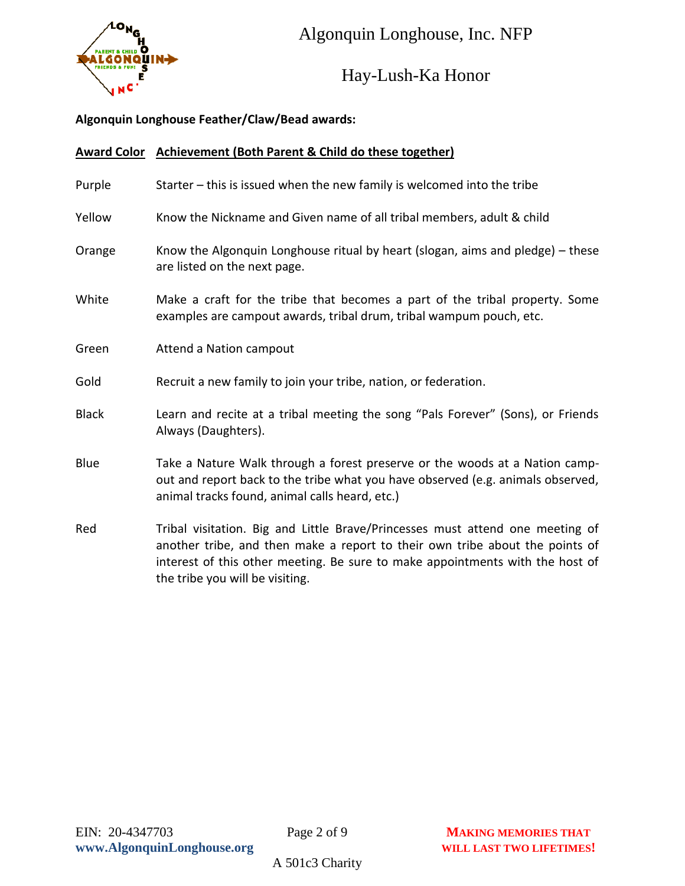# Algonquin Longhouse, Inc. NFP

## Hay-Lush-Ka Honor

**Algonquin Longhouse Feather/Claw/Bead awards:**

| Award Color | Achievement (Both Parent & Child do these together) |
|---|---|
| Purple | Starter – this is issued when the new family is welcomed into the tribe |
| Yellow | Know the Nickname and Given name of all tribal members, adult & child |
| Orange | Know the Algonquin Longhouse ritual by heart (slogan, aims and pledge) – these are listed on the next page. |
| White | Make a craft for the tribe that becomes a part of the tribal property. Some examples are campout awards, tribal drum, tribal wampum pouch, etc. |
| Green | Attend a Nation campout |
| Gold | Recruit a new family to join your tribe, nation, or federation. |
| Black | Learn and recite at a tribal meeting the song "Pals Forever" (Sons), or Friends Always (Daughters). |
| Blue | Take a Nature Walk through a forest preserve or the woods at a Nation camp-out and report back to the tribe what you have observed (e.g. animals observed, animal tracks found, animal calls heard, etc.) |
| Red | Tribal visitation. Big and Little Brave/Princesses must attend one meeting of another tribe, and then make a report to their own tribe about the points of interest of this other meeting. Be sure to make appointments with the host of the tribe you will be visiting. |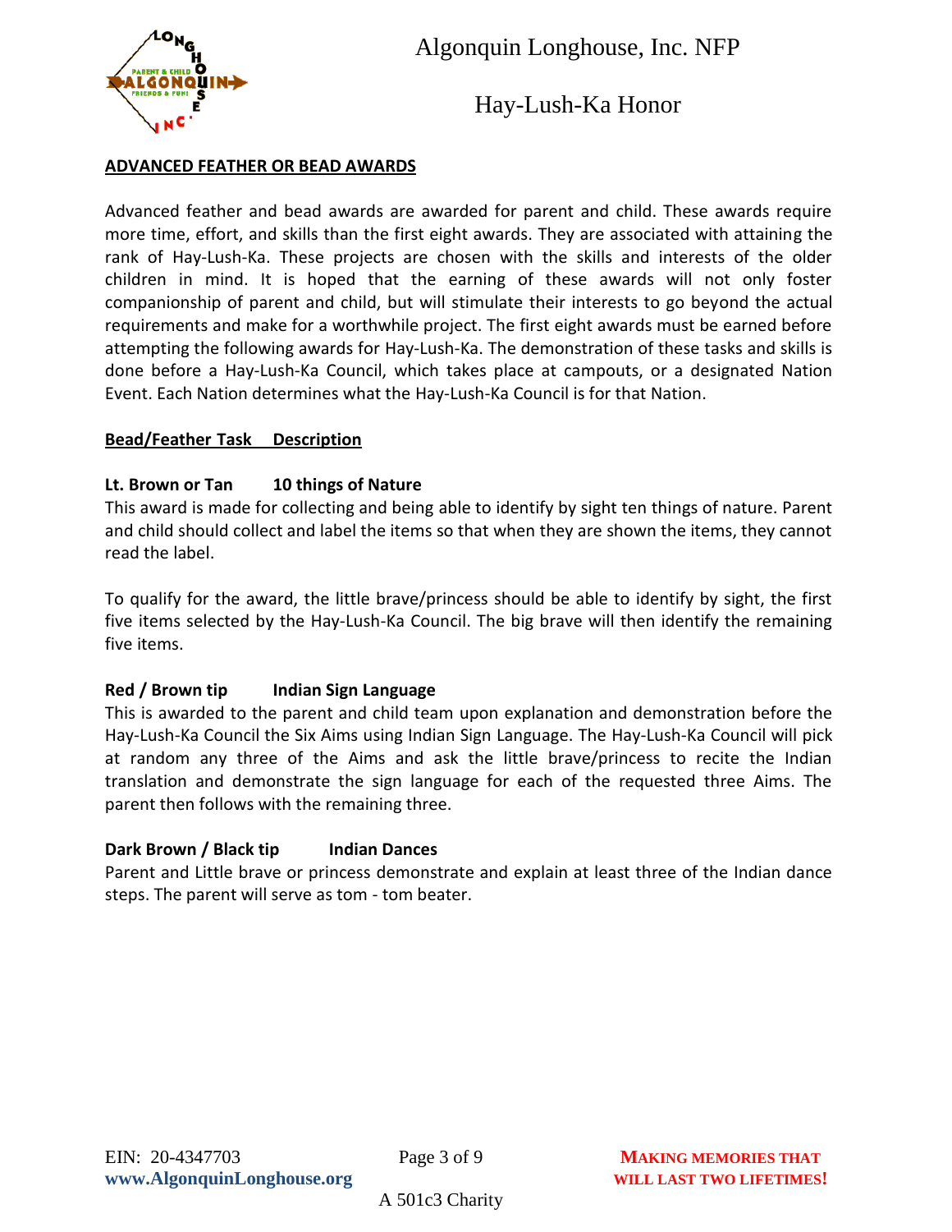## ADVANCED FEATHER OR BEAD AWARDS

Advanced feather and bead awards are awarded for parent and child. These awards require more time, effort, and skills than the first eight awards. They are associated with attaining the rank of Hay-Lush-Ka. These projects are chosen with the skills and interests of the older children in mind. It is hoped that the earning of these awards will not only foster companionship of parent and child, but will stimulate their interests to go beyond the actual requirements and make for a worthwhile project. The first eight awards must be earned before attempting the following awards for Hay-Lush-Ka. The demonstration of these tasks and skills is done before a Hay-Lush-Ka Council, which takes place at campouts, or a designated Nation Event. Each Nation determines what the Hay-Lush-Ka Council is for that Nation.

**Bead/Feather Task — Description**

**Lt. Brown or Tan — 10 things of Nature**

This award is made for collecting and being able to identify by sight ten things of nature. Parent and child should collect and label the items so that when they are shown the items, they cannot read the label.

To qualify for the award, the little brave/princess should be able to identify by sight, the first five items selected by the Hay-Lush-Ka Council. The big brave will then identify the remaining five items.

**Red / Brown tip — Indian Sign Language**

This is awarded to the parent and child team upon explanation and demonstration before the Hay-Lush-Ka Council the Six Aims using Indian Sign Language. The Hay-Lush-Ka Council will pick at random any three of the Aims and ask the little brave/princess to recite the Indian translation and demonstrate the sign language for each of the requested three Aims. The parent then follows with the remaining three.

**Dark Brown / Black tip — Indian Dances**

Parent and Little brave or princess demonstrate and explain at least three of the Indian dance steps. The parent will serve as tom - tom beater.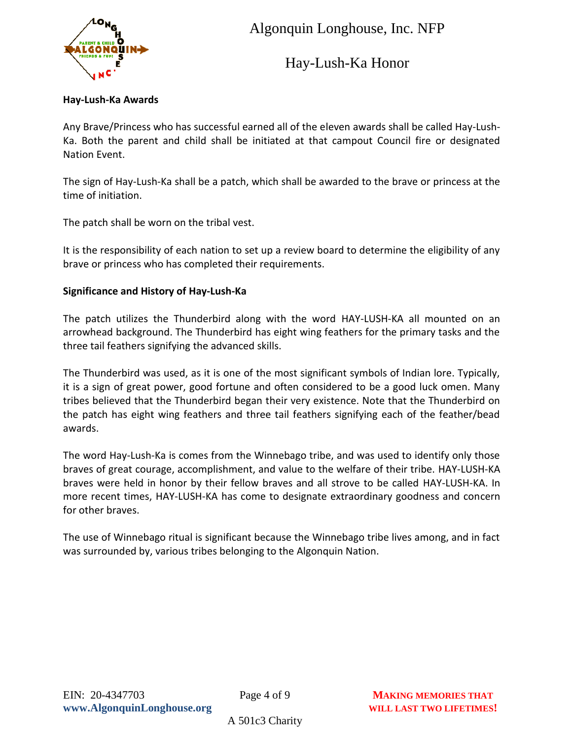### Hay-Lush-Ka Awards

Any Brave/Princess who has successful earned all of the eleven awards shall be called Hay-Lush-Ka. Both the parent and child shall be initiated at that campout Council fire or designated Nation Event.

The sign of Hay-Lush-Ka shall be a patch, which shall be awarded to the brave or princess at the time of initiation.

The patch shall be worn on the tribal vest.

It is the responsibility of each nation to set up a review board to determine the eligibility of any brave or princess who has completed their requirements.

### Significance and History of Hay-Lush-Ka

The patch utilizes the Thunderbird along with the word HAY-LUSH-KA all mounted on an arrowhead background. The Thunderbird has eight wing feathers for the primary tasks and the three tail feathers signifying the advanced skills.

The Thunderbird was used, as it is one of the most significant symbols of Indian lore. Typically, it is a sign of great power, good fortune and often considered to be a good luck omen. Many tribes believed that the Thunderbird began their very existence. Note that the Thunderbird on the patch has eight wing feathers and three tail feathers signifying each of the feather/bead awards.

The word Hay-Lush-Ka is comes from the Winnebago tribe, and was used to identify only those braves of great courage, accomplishment, and value to the welfare of their tribe. HAY-LUSH-KA braves were held in honor by their fellow braves and all strove to be called HAY-LUSH-KA. In more recent times, HAY-LUSH-KA has come to designate extraordinary goodness and concern for other braves.

The use of Winnebago ritual is significant because the Winnebago tribe lives among, and in fact was surrounded by, various tribes belonging to the Algonquin Nation.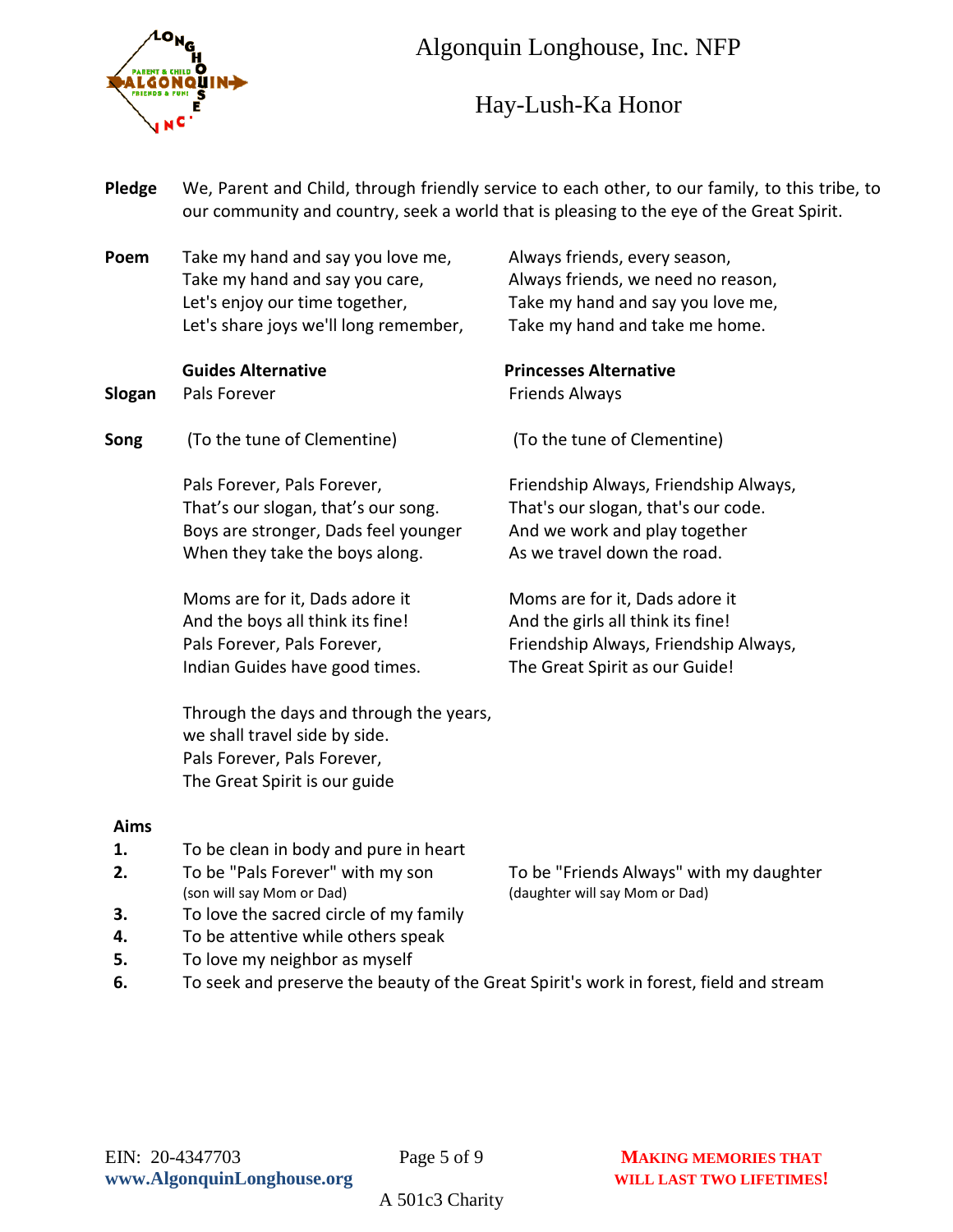# Algonquin Longhouse, Inc. NFP

## Hay-Lush-Ka Honor

**Pledge** We, Parent and Child, through friendly service to each other, to our family, to this tribe, to our community and country, seek a world that is pleasing to the eye of the Great Spirit.

**Poem**

Take my hand and say you love me,
Take my hand and say you care,
Let's enjoy our time together,
Let's share joys we'll long remember,

Always friends, every season,
Always friends, we need no reason,
Take my hand and say you love me,
Take my hand and take me home.

### Guides Alternative

**Slogan** Pals Forever

**Song** (To the tune of Clementine)

Pals Forever, Pals Forever,
That's our slogan, that's our song.
Boys are stronger, Dads feel younger
When they take the boys along.

Moms are for it, Dads adore it
And the boys all think its fine!
Pals Forever, Pals Forever,
Indian Guides have good times.

Through the days and through the years,
we shall travel side by side.
Pals Forever, Pals Forever,
The Great Spirit is our guide

### Princesses Alternative

**Slogan** Friends Always

**Song** (To the tune of Clementine)

Friendship Always, Friendship Always,
That's our slogan, that's our code.
And we work and play together
As we travel down the road.

Moms are for it, Dads adore it
And the girls all think its fine!
Friendship Always, Friendship Always,
The Great Spirit as our Guide!

### Aims

1. To be clean in body and pure in heart
2. To be "Pals Forever" with my son (son will say Mom or Dad) / To be "Friends Always" with my daughter (daughter will say Mom or Dad)
3. To love the sacred circle of my family
4. To be attentive while others speak
5. To love my neighbor as myself
6. To seek and preserve the beauty of the Great Spirit's work in forest, field and stream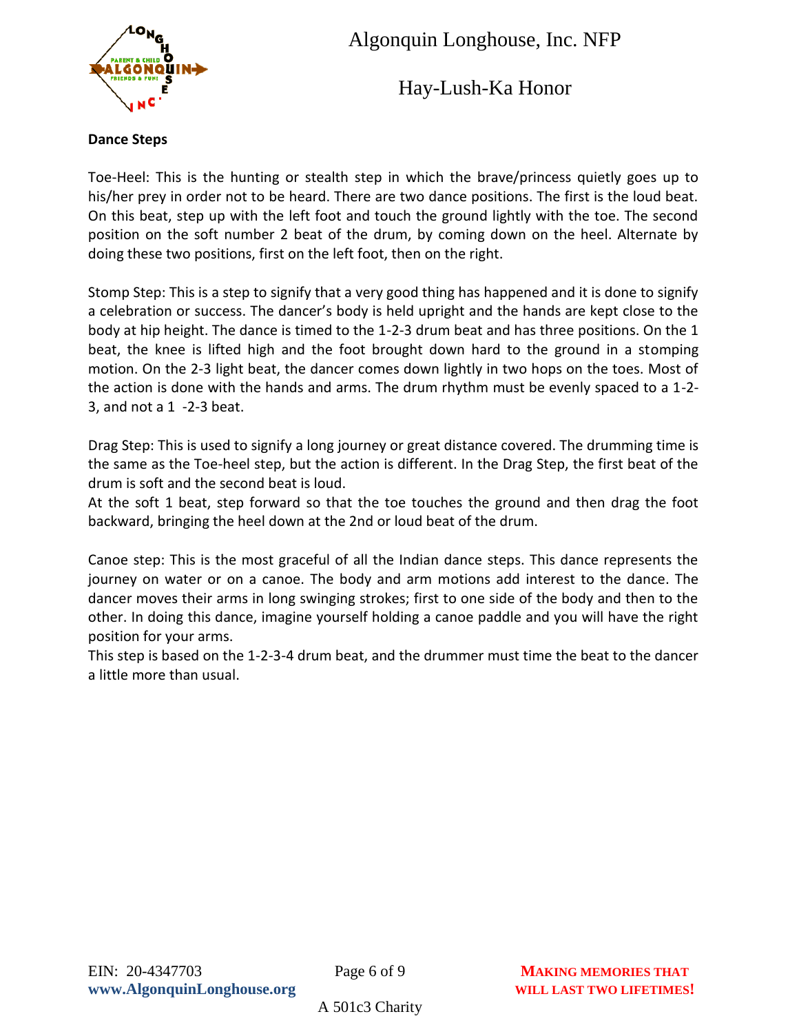**Dance Steps**

Toe-Heel: This is the hunting or stealth step in which the brave/princess quietly goes up to his/her prey in order not to be heard. There are two dance positions. The first is the loud beat. On this beat, step up with the left foot and touch the ground lightly with the toe. The second position on the soft number 2 beat of the drum, by coming down on the heel. Alternate by doing these two positions, first on the left foot, then on the right.

Stomp Step: This is a step to signify that a very good thing has happened and it is done to signify a celebration or success. The dancer's body is held upright and the hands are kept close to the body at hip height. The dance is timed to the 1-2-3 drum beat and has three positions. On the 1 beat, the knee is lifted high and the foot brought down hard to the ground in a stomping motion. On the 2-3 light beat, the dancer comes down lightly in two hops on the toes. Most of the action is done with the hands and arms. The drum rhythm must be evenly spaced to a 1-2-3, and not a 1  -2-3 beat.

Drag Step: This is used to signify a long journey or great distance covered. The drumming time is the same as the Toe-heel step, but the action is different. In the Drag Step, the first beat of the drum is soft and the second beat is loud.
At the soft 1 beat, step forward so that the toe touches the ground and then drag the foot backward, bringing the heel down at the 2nd or loud beat of the drum.

Canoe step: This is the most graceful of all the Indian dance steps. This dance represents the journey on water or on a canoe. The body and arm motions add interest to the dance. The dancer moves their arms in long swinging strokes; first to one side of the body and then to the other. In doing this dance, imagine yourself holding a canoe paddle and you will have the right position for your arms.
This step is based on the 1-2-3-4 drum beat, and the drummer must time the beat to the dancer a little more than usual.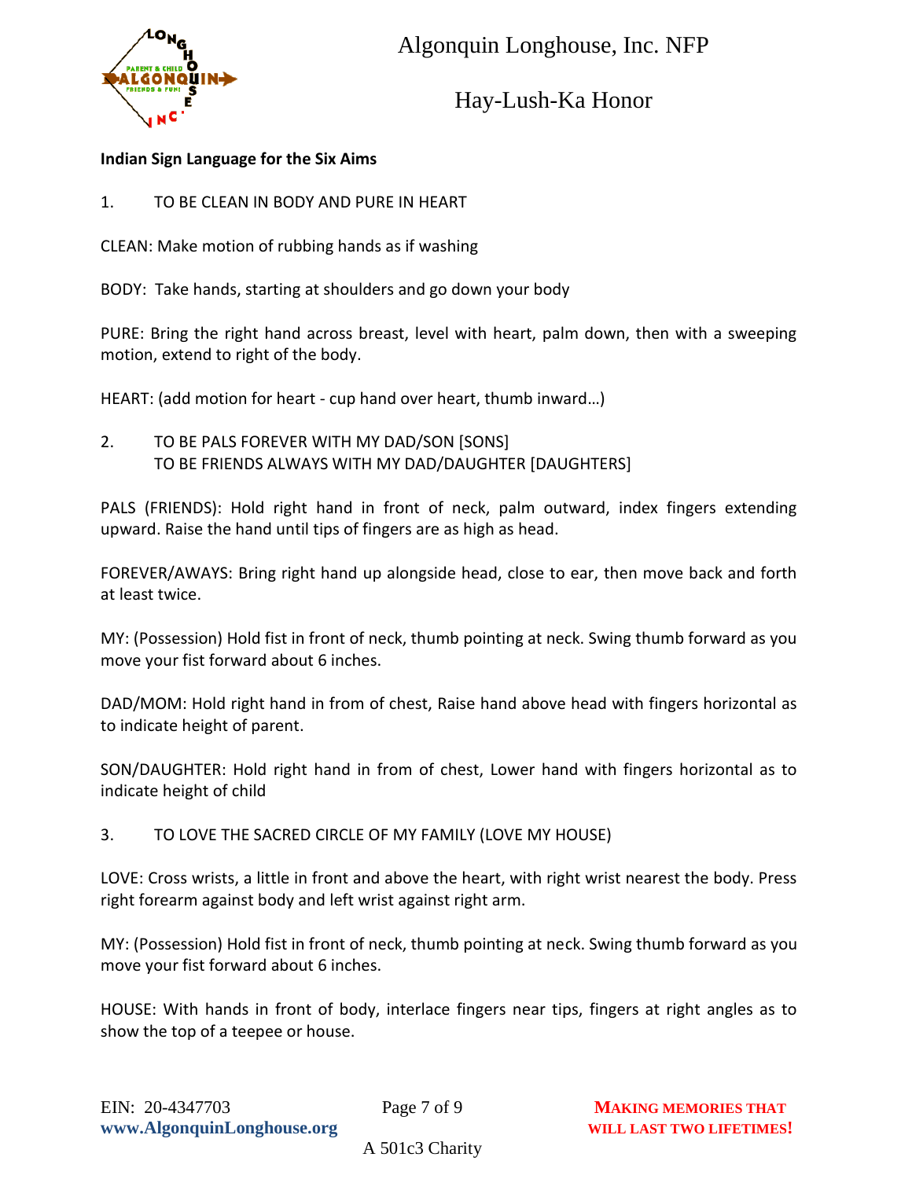**Indian Sign Language for the Six Aims**

1. TO BE CLEAN IN BODY AND PURE IN HEART

CLEAN: Make motion of rubbing hands as if washing

BODY: Take hands, starting at shoulders and go down your body

PURE: Bring the right hand across breast, level with heart, palm down, then with a sweeping motion, extend to right of the body.

HEART: (add motion for heart - cup hand over heart, thumb inward…)

2. TO BE PALS FOREVER WITH MY DAD/SON [SONS]
   TO BE FRIENDS ALWAYS WITH MY DAD/DAUGHTER [DAUGHTERS]

PALS (FRIENDS): Hold right hand in front of neck, palm outward, index fingers extending upward. Raise the hand until tips of fingers are as high as head.

FOREVER/AWAYS: Bring right hand up alongside head, close to ear, then move back and forth at least twice.

MY: (Possession) Hold fist in front of neck, thumb pointing at neck. Swing thumb forward as you move your fist forward about 6 inches.

DAD/MOM: Hold right hand in from of chest, Raise hand above head with fingers horizontal as to indicate height of parent.

SON/DAUGHTER: Hold right hand in from of chest, Lower hand with fingers horizontal as to indicate height of child

3. TO LOVE THE SACRED CIRCLE OF MY FAMILY (LOVE MY HOUSE)

LOVE: Cross wrists, a little in front and above the heart, with right wrist nearest the body. Press right forearm against body and left wrist against right arm.

MY: (Possession) Hold fist in front of neck, thumb pointing at neck. Swing thumb forward as you move your fist forward about 6 inches.

HOUSE: With hands in front of body, interlace fingers near tips, fingers at right angles as to show the top of a teepee or house.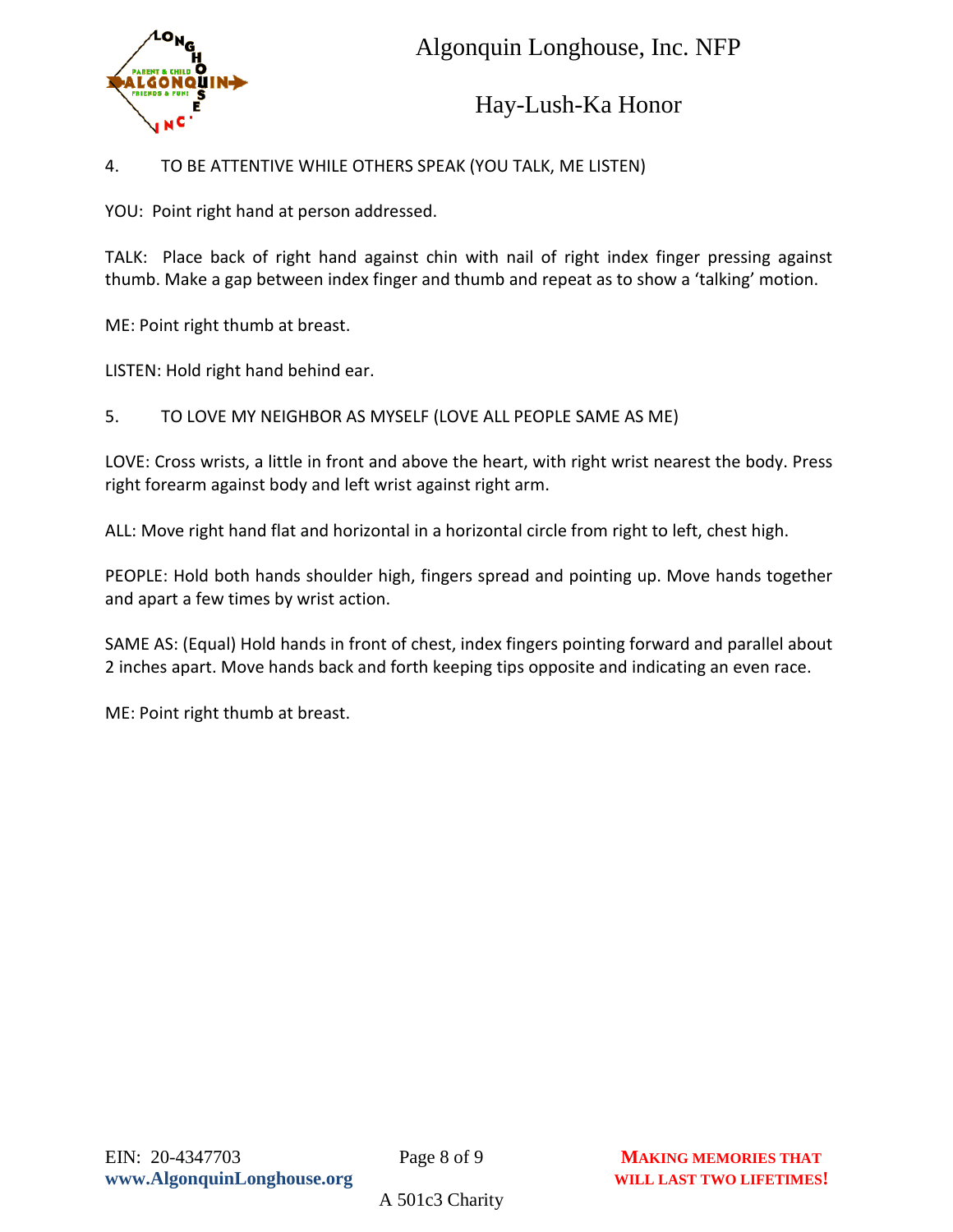4. TO BE ATTENTIVE WHILE OTHERS SPEAK (YOU TALK, ME LISTEN)

YOU: Point right hand at person addressed.

TALK: Place back of right hand against chin with nail of right index finger pressing against thumb. Make a gap between index finger and thumb and repeat as to show a 'talking' motion.

ME: Point right thumb at breast.

LISTEN: Hold right hand behind ear.

5. TO LOVE MY NEIGHBOR AS MYSELF (LOVE ALL PEOPLE SAME AS ME)

LOVE: Cross wrists, a little in front and above the heart, with right wrist nearest the body. Press right forearm against body and left wrist against right arm.

ALL: Move right hand flat and horizontal in a horizontal circle from right to left, chest high.

PEOPLE: Hold both hands shoulder high, fingers spread and pointing up. Move hands together and apart a few times by wrist action.

SAME AS: (Equal) Hold hands in front of chest, index fingers pointing forward and parallel about 2 inches apart. Move hands back and forth keeping tips opposite and indicating an even race.

ME: Point right thumb at breast.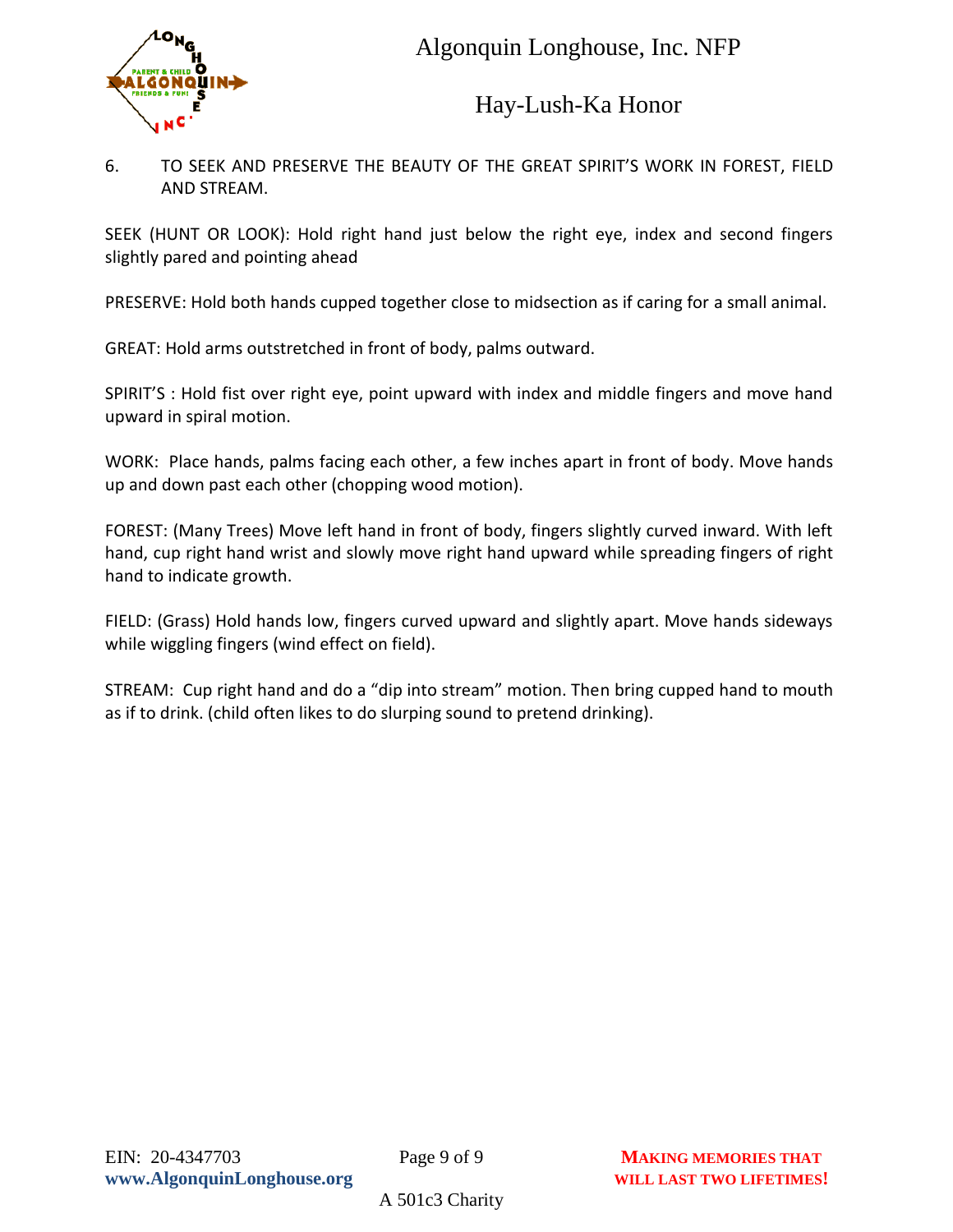6. TO SEEK AND PRESERVE THE BEAUTY OF THE GREAT SPIRIT'S WORK IN FOREST, FIELD AND STREAM.

SEEK (HUNT OR LOOK): Hold right hand just below the right eye, index and second fingers slightly pared and pointing ahead

PRESERVE: Hold both hands cupped together close to midsection as if caring for a small animal.

GREAT: Hold arms outstretched in front of body, palms outward.

SPIRIT'S : Hold fist over right eye, point upward with index and middle fingers and move hand upward in spiral motion.

WORK: Place hands, palms facing each other, a few inches apart in front of body. Move hands up and down past each other (chopping wood motion).

FOREST: (Many Trees) Move left hand in front of body, fingers slightly curved inward. With left hand, cup right hand wrist and slowly move right hand upward while spreading fingers of right hand to indicate growth.

FIELD: (Grass) Hold hands low, fingers curved upward and slightly apart. Move hands sideways while wiggling fingers (wind effect on field).

STREAM: Cup right hand and do a "dip into stream" motion. Then bring cupped hand to mouth as if to drink. (child often likes to do slurping sound to pretend drinking).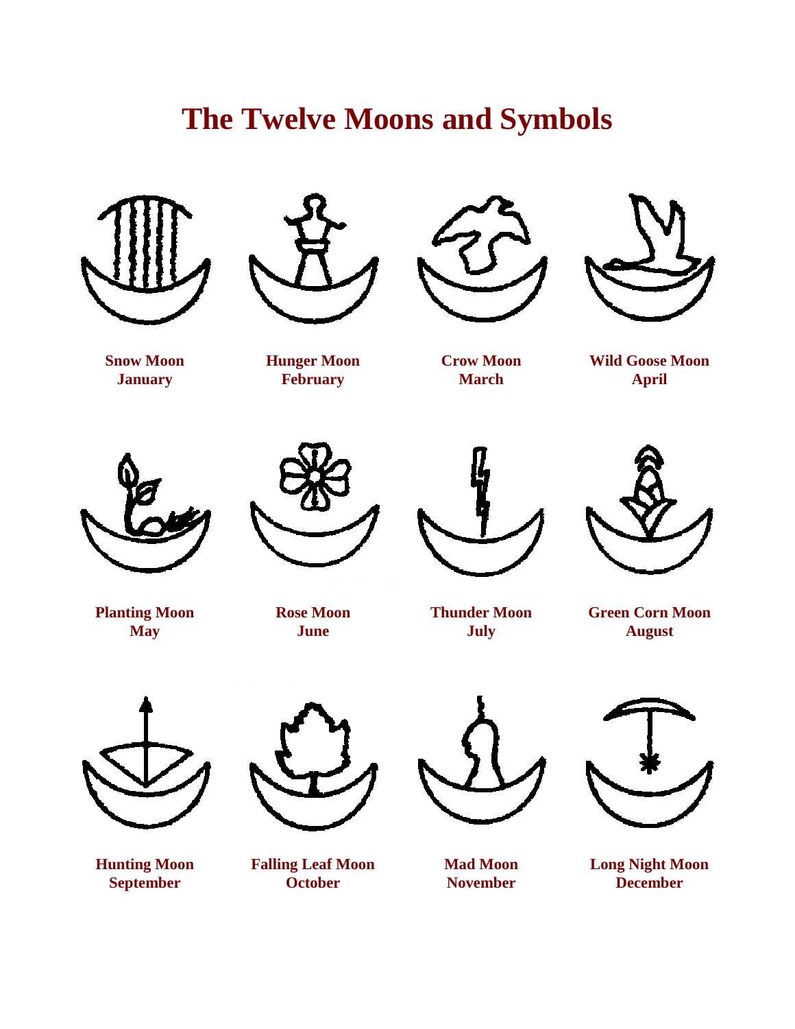# The Twelve Moons and Symbols

**Snow Moon**
**January**

**Hunger Moon**
**February**

**Crow Moon**
**March**

**Wild Goose Moon**
**April**

**Planting Moon**
**May**

**Rose Moon**
**June**

**Thunder Moon**
**July**

**Green Corn Moon**
**August**

**Hunting Moon**
**September**

**Falling Leaf Moon**
**October**

**Mad Moon**
**November**

**Long Night Moon**
**December**